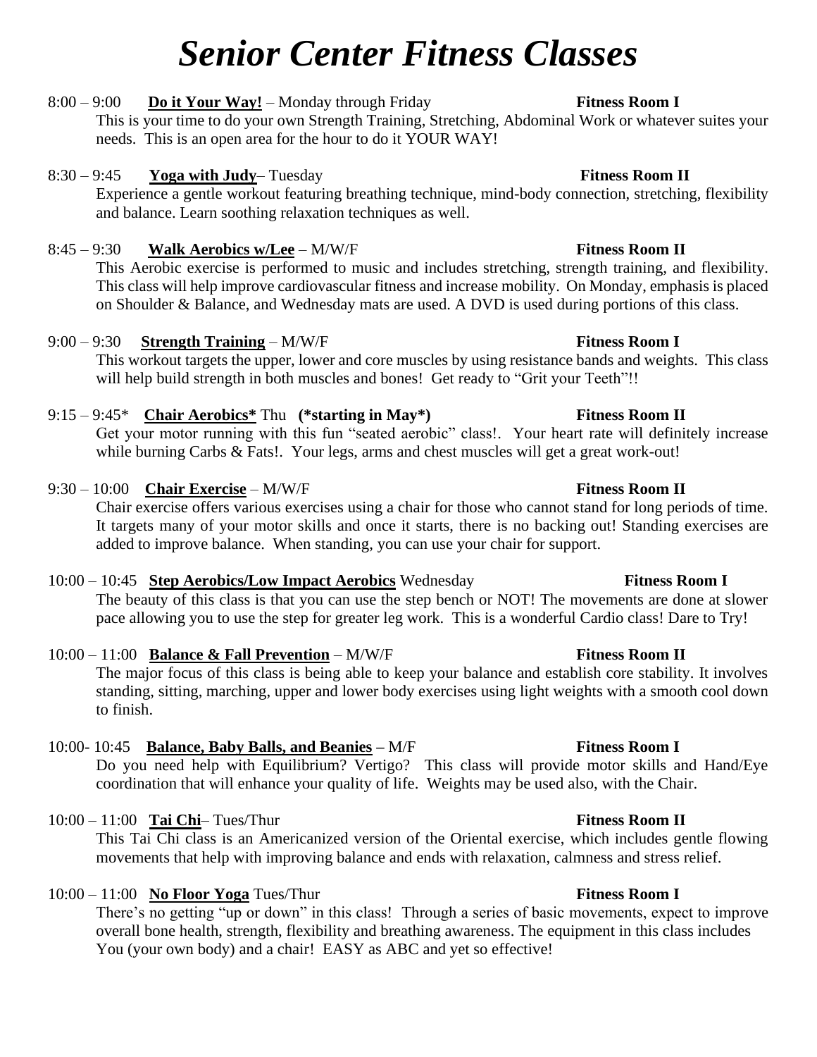# *Senior Center Fitness Classes*

8:00 – 9:00 **Do it Your Way!** – Monday through Friday **Fitness Room I**

This is your time to do your own Strength Training, Stretching, Abdominal Work or whatever suites your needs. This is an open area for the hour to do it YOUR WAY!

8:30 – 9:45 **Yoga with Judy**– Tuesday **Fitness Room II**

Experience a gentle workout featuring breathing technique, mind-body connection, stretching, flexibility and balance. Learn soothing relaxation techniques as well.

8:45 – 9:30 **Walk Aerobics w/Lee** – M/W/F **Fitness Room II**

This Aerobic exercise is performed to music and includes stretching, strength training, and flexibility. This class will help improve cardiovascular fitness and increase mobility. On Monday, emphasis is placed on Shoulder & Balance, and Wednesday mats are used. A DVD is used during portions of this class.

9:00 – 9:30 **Strength Training** – M/W/F **Fitness Room I**

This workout targets the upper, lower and core muscles by using resistance bands and weights. This class will help build strength in both muscles and bones! Get ready to "Grit your Teeth"!!

9:15 – 9:45* **Chair Aerobics*** Thu **(*starting in May*)** **Fitness Room II**

Get your motor running with this fun "seated aerobic" class!. Your heart rate will definitely increase while burning Carbs & Fats!. Your legs, arms and chest muscles will get a great work-out!

9:30 – 10:00 **Chair Exercise** – M/W/F **Fitness Room II**

Chair exercise offers various exercises using a chair for those who cannot stand for long periods of time. It targets many of your motor skills and once it starts, there is no backing out! Standing exercises are added to improve balance. When standing, you can use your chair for support.

10:00 – 10:45 **Step Aerobics/Low Impact Aerobics** Wednesday **Fitness Room I**

The beauty of this class is that you can use the step bench or NOT! The movements are done at slower pace allowing you to use the step for greater leg work. This is a wonderful Cardio class! Dare to Try!

10:00 – 11:00 **Balance & Fall Prevention** – M/W/F **Fitness Room II**

The major focus of this class is being able to keep your balance and establish core stability. It involves standing, sitting, marching, upper and lower body exercises using light weights with a smooth cool down to finish.

10:00- 10:45 **Balance, Baby Balls, and Beanies** – M/F **Fitness Room I**

Do you need help with Equilibrium? Vertigo? This class will provide motor skills and Hand/Eye coordination that will enhance your quality of life. Weights may be used also, with the Chair.

10:00 – 11:00 **Tai Chi**– Tues/Thur **Fitness Room II**

This Tai Chi class is an Americanized version of the Oriental exercise, which includes gentle flowing movements that help with improving balance and ends with relaxation, calmness and stress relief.

10:00 – 11:00 **No Floor Yoga** Tues/Thur **Fitness Room I**

There's no getting "up or down" in this class! Through a series of basic movements, expect to improve overall bone health, strength, flexibility and breathing awareness. The equipment in this class includes You (your own body) and a chair! EASY as ABC and yet so effective!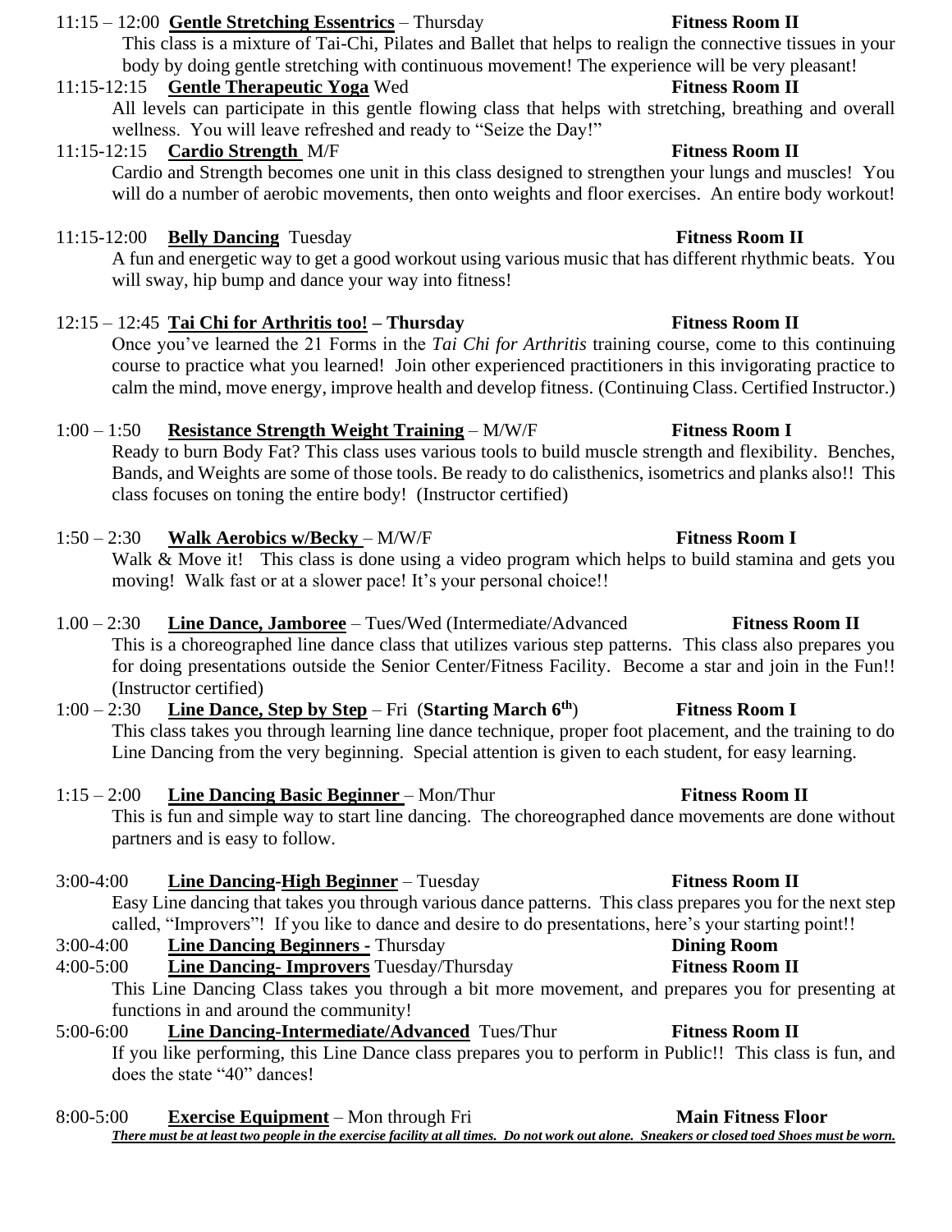11:15 – 12:00 **Gentle Stretching Essentrics** – Thursday **Fitness Room II**

This class is a mixture of Tai-Chi, Pilates and Ballet that helps to realign the connective tissues in your body by doing gentle stretching with continuous movement! The experience will be very pleasant!

11:15-12:15 **Gentle Therapeutic Yoga** Wed **Fitness Room II**

All levels can participate in this gentle flowing class that helps with stretching, breathing and overall wellness. You will leave refreshed and ready to "Seize the Day!"

11:15-12:15 **Cardio Strength** M/F **Fitness Room II**

Cardio and Strength becomes one unit in this class designed to strengthen your lungs and muscles! You will do a number of aerobic movements, then onto weights and floor exercises. An entire body workout!

11:15-12:00 **Belly Dancing** Tuesday **Fitness Room II**

A fun and energetic way to get a good workout using various music that has different rhythmic beats. You will sway, hip bump and dance your way into fitness!

12:15 – 12:45 **Tai Chi for Arthritis too! – Thursday** **Fitness Room II**

Once you've learned the 21 Forms in the *Tai Chi for Arthritis* training course, come to this continuing course to practice what you learned! Join other experienced practitioners in this invigorating practice to calm the mind, move energy, improve health and develop fitness. (Continuing Class. Certified Instructor.)

1:00 – 1:50 **Resistance Strength Weight Training** – M/W/F **Fitness Room I**

Ready to burn Body Fat? This class uses various tools to build muscle strength and flexibility. Benches, Bands, and Weights are some of those tools. Be ready to do calisthenics, isometrics and planks also!! This class focuses on toning the entire body! (Instructor certified)

1:50 – 2:30 **Walk Aerobics w/Becky** – M/W/F **Fitness Room I**

Walk & Move it! This class is done using a video program which helps to build stamina and gets you moving! Walk fast or at a slower pace! It's your personal choice!!

1.00 – 2:30 **Line Dance, Jamboree** – Tues/Wed (Intermediate/Advanced **Fitness Room II**

This is a choreographed line dance class that utilizes various step patterns. This class also prepares you for doing presentations outside the Senior Center/Fitness Facility. Become a star and join in the Fun!! (Instructor certified)

1:00 – 2:30 **Line Dance, Step by Step** – Fri (**Starting March 6th**) **Fitness Room I**

This class takes you through learning line dance technique, proper foot placement, and the training to do Line Dancing from the very beginning. Special attention is given to each student, for easy learning.

1:15 – 2:00 **Line Dancing Basic Beginner** – Mon/Thur **Fitness Room II**

This is fun and simple way to start line dancing. The choreographed dance movements are done without partners and is easy to follow.

3:00-4:00 **Line Dancing-High Beginner** – Tuesday **Fitness Room II**

Easy Line dancing that takes you through various dance patterns. This class prepares you for the next step called, "Improvers"! If you like to dance and desire to do presentations, here's your starting point!!

3:00-4:00 **Line Dancing Beginners -** Thursday **Dining Room**

4:00-5:00 **Line Dancing- Improvers** Tuesday/Thursday **Fitness Room II**

This Line Dancing Class takes you through a bit more movement, and prepares you for presenting at functions in and around the community!

5:00-6:00 **Line Dancing-Intermediate/Advanced** Tues/Thur **Fitness Room II**

If you like performing, this Line Dance class prepares you to perform in Public!! This class is fun, and does the state "40" dances!

8:00-5:00 **Exercise Equipment** – Mon through Fri **Main Fitness Floor**

***There must be at least two people in the exercise facility at all times. Do not work out alone. Sneakers or closed toed Shoes must be worn.***